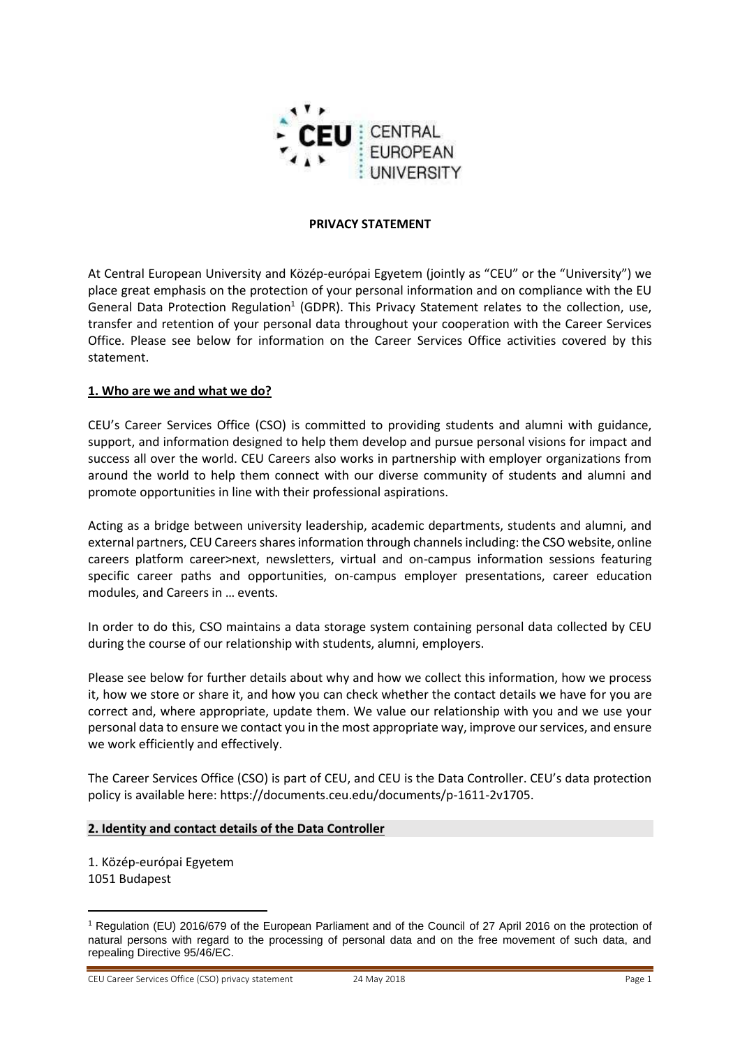# PRIVACY STATEMENT

At Central European University and Közép-európai Egyetem (jointly as "CEU" or the "University") we place great emphasis on the protection of your personal information and on compliance with the EU General Data Protection Regulation[1] (GDPR). This Privacy Statement relates to the collection, use, transfer and retention of your personal data throughout your cooperation with the Career Services Office. Please see below for information on the Career Services Office activities covered by this statement.

## 1. Who are we and what we do?

CEU's Career Services Office (CSO) is committed to providing students and alumni with guidance, support, and information designed to help them develop and pursue personal visions for impact and success all over the world. CEU Careers also works in partnership with employer organizations from around the world to help them connect with our diverse community of students and alumni and promote opportunities in line with their professional aspirations.

Acting as a bridge between university leadership, academic departments, students and alumni, and external partners, CEU Careers shares information through channels including: the CSO website, online careers platform career>next, newsletters, virtual and on-campus information sessions featuring specific career paths and opportunities, on-campus employer presentations, career education modules, and Careers in … events.

In order to do this, CSO maintains a data storage system containing personal data collected by CEU during the course of our relationship with students, alumni, employers.

Please see below for further details about why and how we collect this information, how we process it, how we store or share it, and how you can check whether the contact details we have for you are correct and, where appropriate, update them. We value our relationship with you and we use your personal data to ensure we contact you in the most appropriate way, improve our services, and ensure we work efficiently and effectively.

The Career Services Office (CSO) is part of CEU, and CEU is the Data Controller. CEU's data protection policy is available here: https://documents.ceu.edu/documents/p-1611-2v1705.

## 2. Identity and contact details of the Data Controller

1. Közép-európai Egyetem
1051 Budapest

---

[1] Regulation (EU) 2016/679 of the European Parliament and of the Council of 27 April 2016 on the protection of natural persons with regard to the processing of personal data and on the free movement of such data, and repealing Directive 95/46/EC.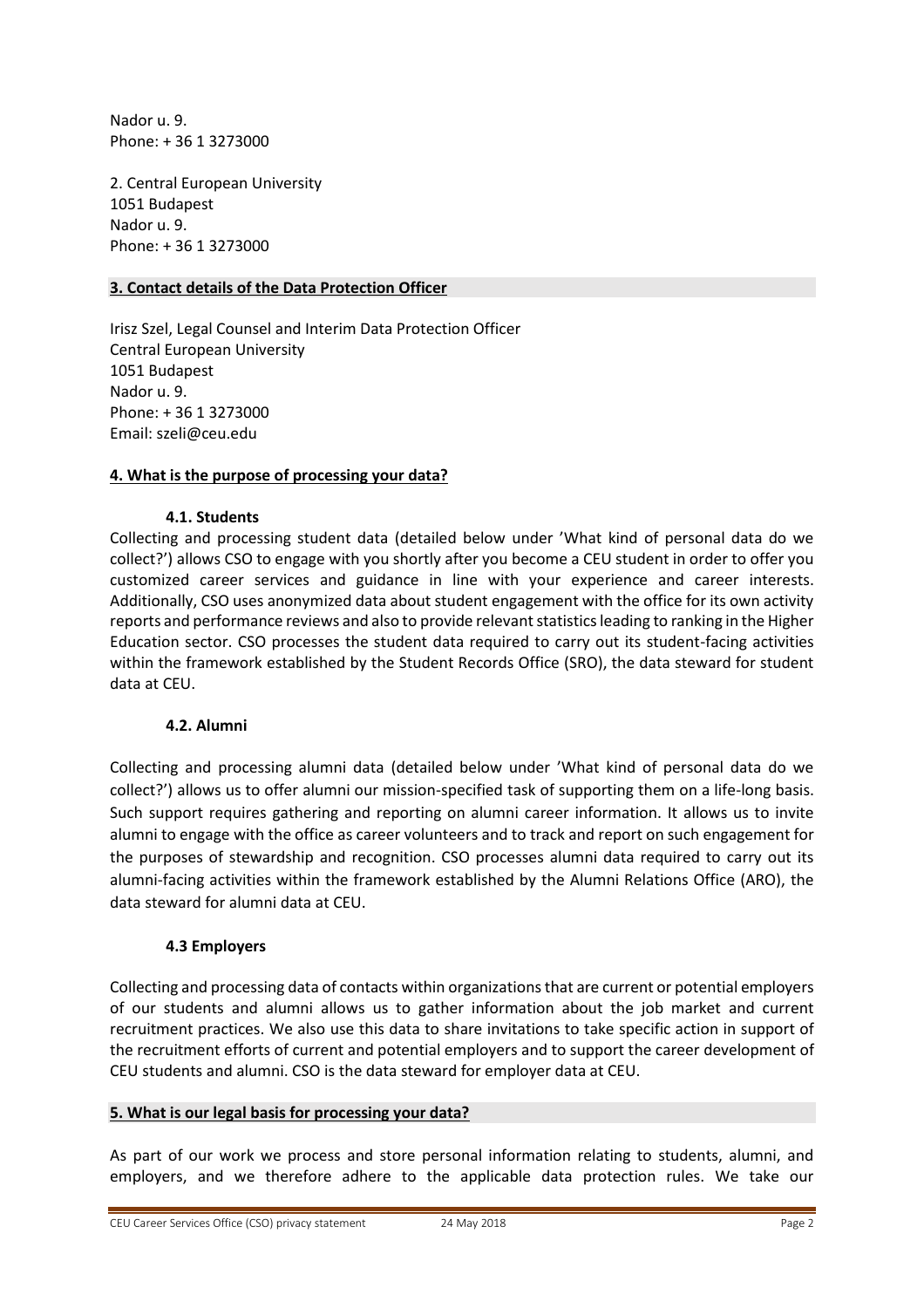Nador u. 9.
Phone: + 36 1 3273000

2. Central European University
1051 Budapest
Nador u. 9.
Phone: + 36 1 3273000

## 3. Contact details of the Data Protection Officer

Irisz Szel, Legal Counsel and Interim Data Protection Officer
Central European University
1051 Budapest
Nador u. 9.
Phone: + 36 1 3273000
Email: szeli@ceu.edu

## 4. What is the purpose of processing your data?

### 4.1. Students

Collecting and processing student data (detailed below under 'What kind of personal data do we collect?') allows CSO to engage with you shortly after you become a CEU student in order to offer you customized career services and guidance in line with your experience and career interests. Additionally, CSO uses anonymized data about student engagement with the office for its own activity reports and performance reviews and also to provide relevant statistics leading to ranking in the Higher Education sector. CSO processes the student data required to carry out its student-facing activities within the framework established by the Student Records Office (SRO), the data steward for student data at CEU.

### 4.2. Alumni

Collecting and processing alumni data (detailed below under 'What kind of personal data do we collect?') allows us to offer alumni our mission-specified task of supporting them on a life-long basis. Such support requires gathering and reporting on alumni career information. It allows us to invite alumni to engage with the office as career volunteers and to track and report on such engagement for the purposes of stewardship and recognition. CSO processes alumni data required to carry out its alumni-facing activities within the framework established by the Alumni Relations Office (ARO), the data steward for alumni data at CEU.

### 4.3 Employers

Collecting and processing data of contacts within organizations that are current or potential employers of our students and alumni allows us to gather information about the job market and current recruitment practices. We also use this data to share invitations to take specific action in support of the recruitment efforts of current and potential employers and to support the career development of CEU students and alumni. CSO is the data steward for employer data at CEU.

## 5. What is our legal basis for processing your data?

As part of our work we process and store personal information relating to students, alumni, and employers, and we therefore adhere to the applicable data protection rules. We take our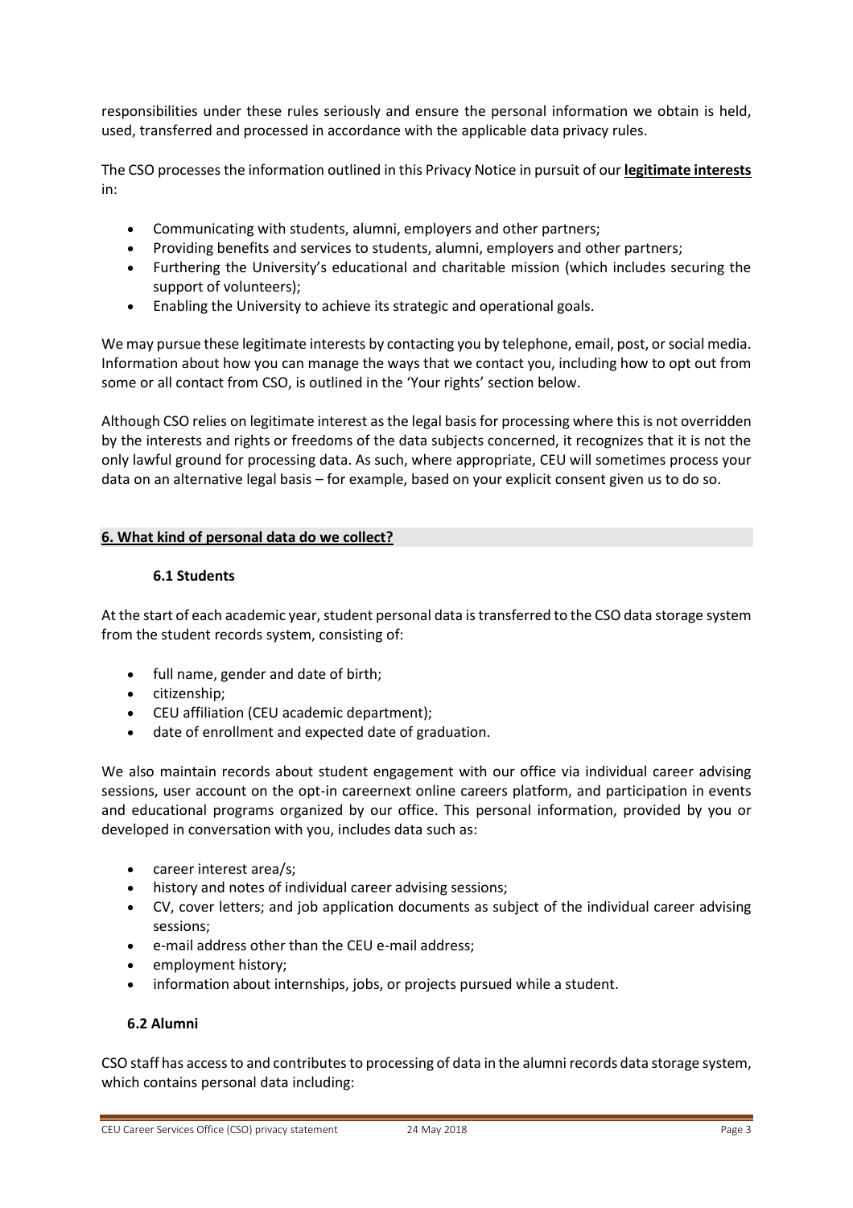responsibilities under these rules seriously and ensure the personal information we obtain is held, used, transferred and processed in accordance with the applicable data privacy rules.

The CSO processes the information outlined in this Privacy Notice in pursuit of our **legitimate interests** in:

- Communicating with students, alumni, employers and other partners;
- Providing benefits and services to students, alumni, employers and other partners;
- Furthering the University's educational and charitable mission (which includes securing the support of volunteers);
- Enabling the University to achieve its strategic and operational goals.

We may pursue these legitimate interests by contacting you by telephone, email, post, or social media. Information about how you can manage the ways that we contact you, including how to opt out from some or all contact from CSO, is outlined in the 'Your rights' section below.

Although CSO relies on legitimate interest as the legal basis for processing where this is not overridden by the interests and rights or freedoms of the data subjects concerned, it recognizes that it is not the only lawful ground for processing data. As such, where appropriate, CEU will sometimes process your data on an alternative legal basis – for example, based on your explicit consent given us to do so.

## 6. What kind of personal data do we collect?

### 6.1 Students

At the start of each academic year, student personal data is transferred to the CSO data storage system from the student records system, consisting of:

- full name, gender and date of birth;
- citizenship;
- CEU affiliation (CEU academic department);
- date of enrollment and expected date of graduation.

We also maintain records about student engagement with our office via individual career advising sessions, user account on the opt-in careernext online careers platform, and participation in events and educational programs organized by our office. This personal information, provided by you or developed in conversation with you, includes data such as:

- career interest area/s;
- history and notes of individual career advising sessions;
- CV, cover letters; and job application documents as subject of the individual career advising sessions;
- e-mail address other than the CEU e-mail address;
- employment history;
- information about internships, jobs, or projects pursued while a student.

### 6.2 Alumni

CSO staff has access to and contributes to processing of data in the alumni records data storage system, which contains personal data including: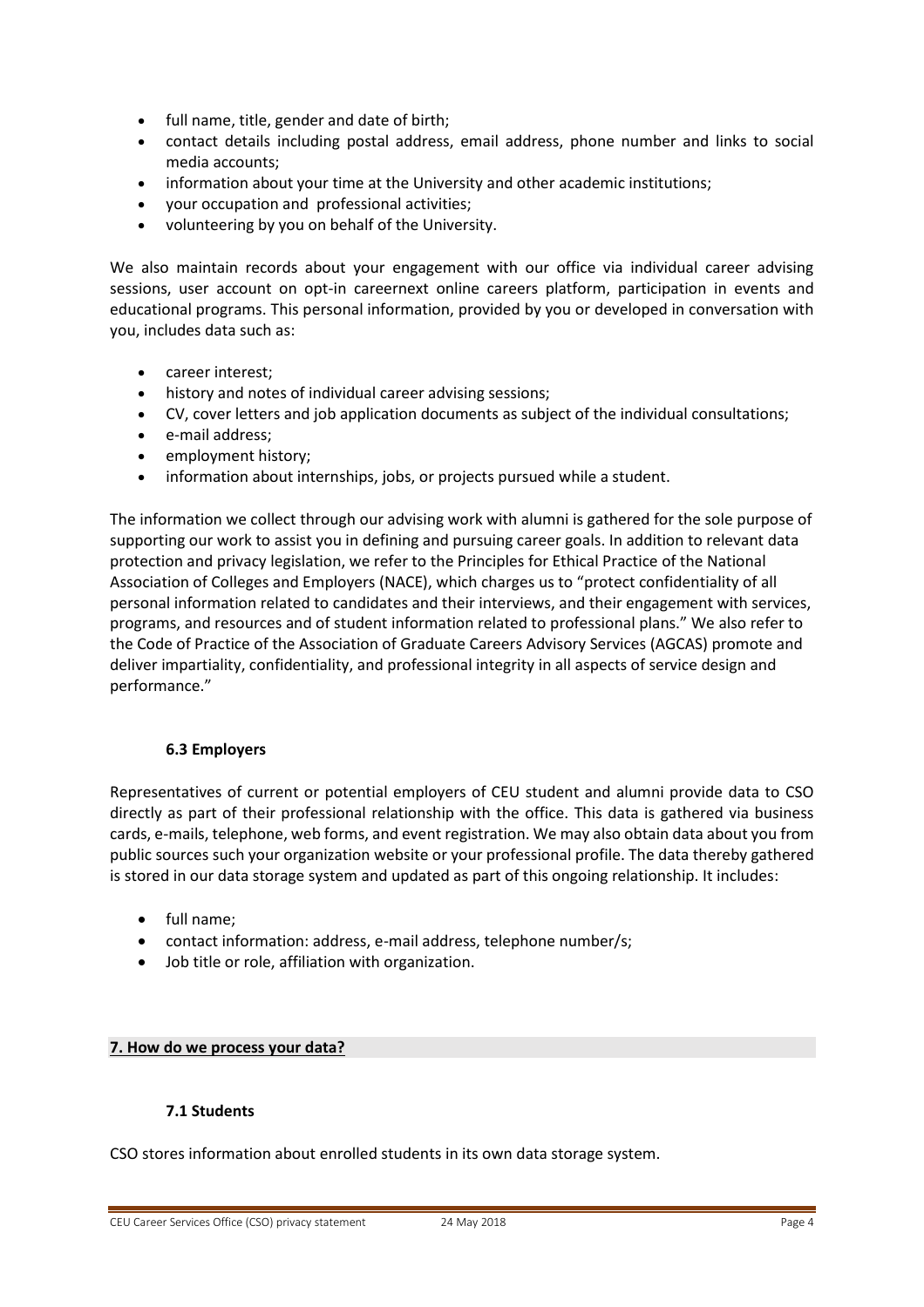- full name, title, gender and date of birth;
- contact details including postal address, email address, phone number and links to social media accounts;
- information about your time at the University and other academic institutions;
- your occupation and professional activities;
- volunteering by you on behalf of the University.

We also maintain records about your engagement with our office via individual career advising sessions, user account on opt-in careernext online careers platform, participation in events and educational programs. This personal information, provided by you or developed in conversation with you, includes data such as:

- career interest;
- history and notes of individual career advising sessions;
- CV, cover letters and job application documents as subject of the individual consultations;
- e-mail address;
- employment history;
- information about internships, jobs, or projects pursued while a student.

The information we collect through our advising work with alumni is gathered for the sole purpose of supporting our work to assist you in defining and pursuing career goals. In addition to relevant data protection and privacy legislation, we refer to the Principles for Ethical Practice of the National Association of Colleges and Employers (NACE), which charges us to "protect confidentiality of all personal information related to candidates and their interviews, and their engagement with services, programs, and resources and of student information related to professional plans." We also refer to the Code of Practice of the Association of Graduate Careers Advisory Services (AGCAS) promote and deliver impartiality, confidentiality, and professional integrity in all aspects of service design and performance."

### 6.3 Employers

Representatives of current or potential employers of CEU student and alumni provide data to CSO directly as part of their professional relationship with the office. This data is gathered via business cards, e-mails, telephone, web forms, and event registration. We may also obtain data about you from public sources such your organization website or your professional profile. The data thereby gathered is stored in our data storage system and updated as part of this ongoing relationship. It includes:

- full name;
- contact information: address, e-mail address, telephone number/s;
- Job title or role, affiliation with organization.

## 7. How do we process your data?

### 7.1 Students

CSO stores information about enrolled students in its own data storage system.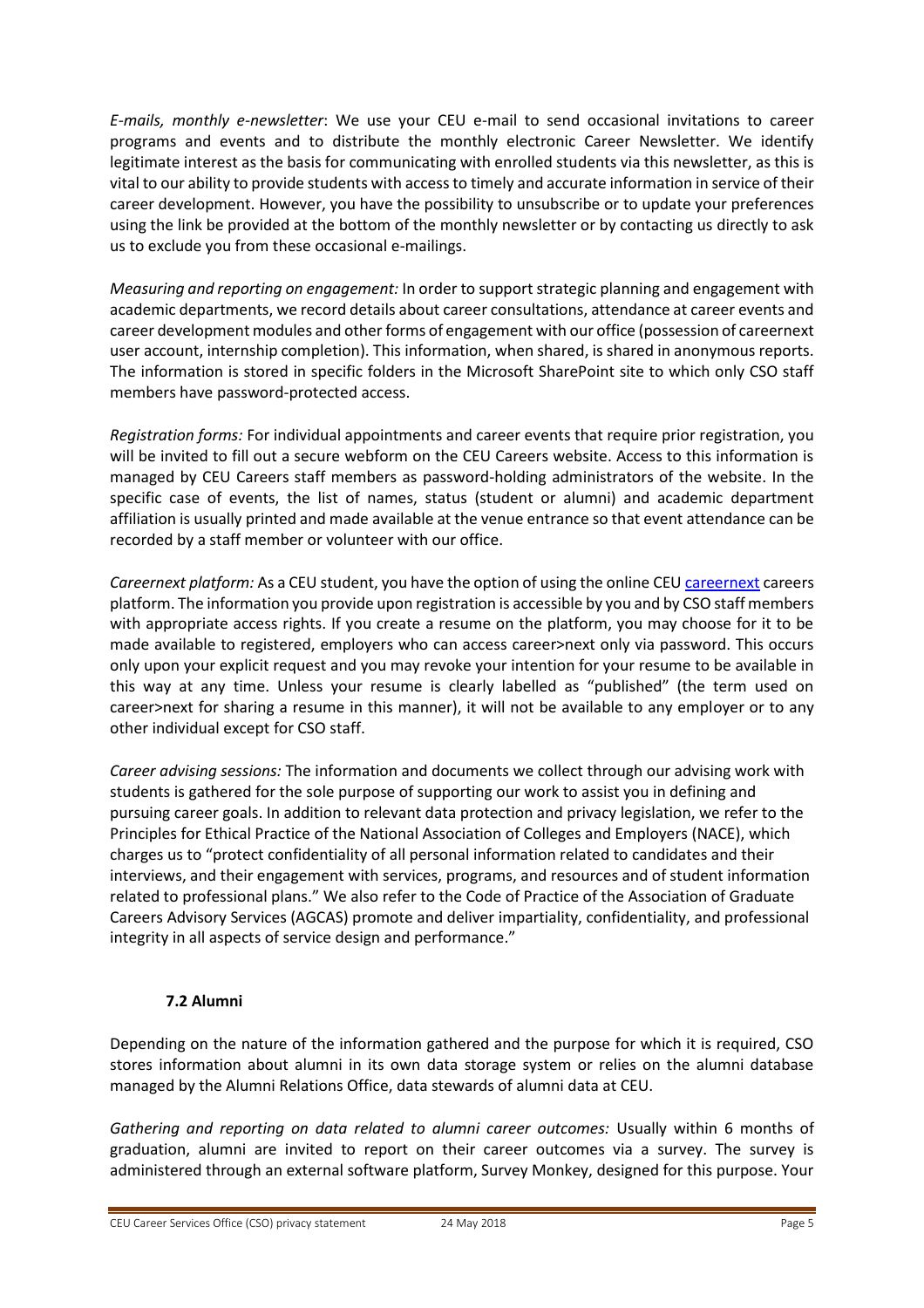*E-mails, monthly e-newsletter*: We use your CEU e-mail to send occasional invitations to career programs and events and to distribute the monthly electronic Career Newsletter. We identify legitimate interest as the basis for communicating with enrolled students via this newsletter, as this is vital to our ability to provide students with access to timely and accurate information in service of their career development. However, you have the possibility to unsubscribe or to update your preferences using the link be provided at the bottom of the monthly newsletter or by contacting us directly to ask us to exclude you from these occasional e-mailings.

*Measuring and reporting on engagement:* In order to support strategic planning and engagement with academic departments, we record details about career consultations, attendance at career events and career development modules and other forms of engagement with our office (possession of careernext user account, internship completion). This information, when shared, is shared in anonymous reports. The information is stored in specific folders in the Microsoft SharePoint site to which only CSO staff members have password-protected access.

*Registration forms:* For individual appointments and career events that require prior registration, you will be invited to fill out a secure webform on the CEU Careers website. Access to this information is managed by CEU Careers staff members as password-holding administrators of the website. In the specific case of events, the list of names, status (student or alumni) and academic department affiliation is usually printed and made available at the venue entrance so that event attendance can be recorded by a staff member or volunteer with our office.

*Careernext platform:* As a CEU student, you have the option of using the online CEU careernext careers platform. The information you provide upon registration is accessible by you and by CSO staff members with appropriate access rights. If you create a resume on the platform, you may choose for it to be made available to registered, employers who can access career>next only via password. This occurs only upon your explicit request and you may revoke your intention for your resume to be available in this way at any time. Unless your resume is clearly labelled as "published" (the term used on career>next for sharing a resume in this manner), it will not be available to any employer or to any other individual except for CSO staff.

*Career advising sessions:* The information and documents we collect through our advising work with students is gathered for the sole purpose of supporting our work to assist you in defining and pursuing career goals. In addition to relevant data protection and privacy legislation, we refer to the Principles for Ethical Practice of the National Association of Colleges and Employers (NACE), which charges us to "protect confidentiality of all personal information related to candidates and their interviews, and their engagement with services, programs, and resources and of student information related to professional plans." We also refer to the Code of Practice of the Association of Graduate Careers Advisory Services (AGCAS) promote and deliver impartiality, confidentiality, and professional integrity in all aspects of service design and performance."

### 7.2 Alumni

Depending on the nature of the information gathered and the purpose for which it is required, CSO stores information about alumni in its own data storage system or relies on the alumni database managed by the Alumni Relations Office, data stewards of alumni data at CEU.

*Gathering and reporting on data related to alumni career outcomes:* Usually within 6 months of graduation, alumni are invited to report on their career outcomes via a survey. The survey is administered through an external software platform, Survey Monkey, designed for this purpose. Your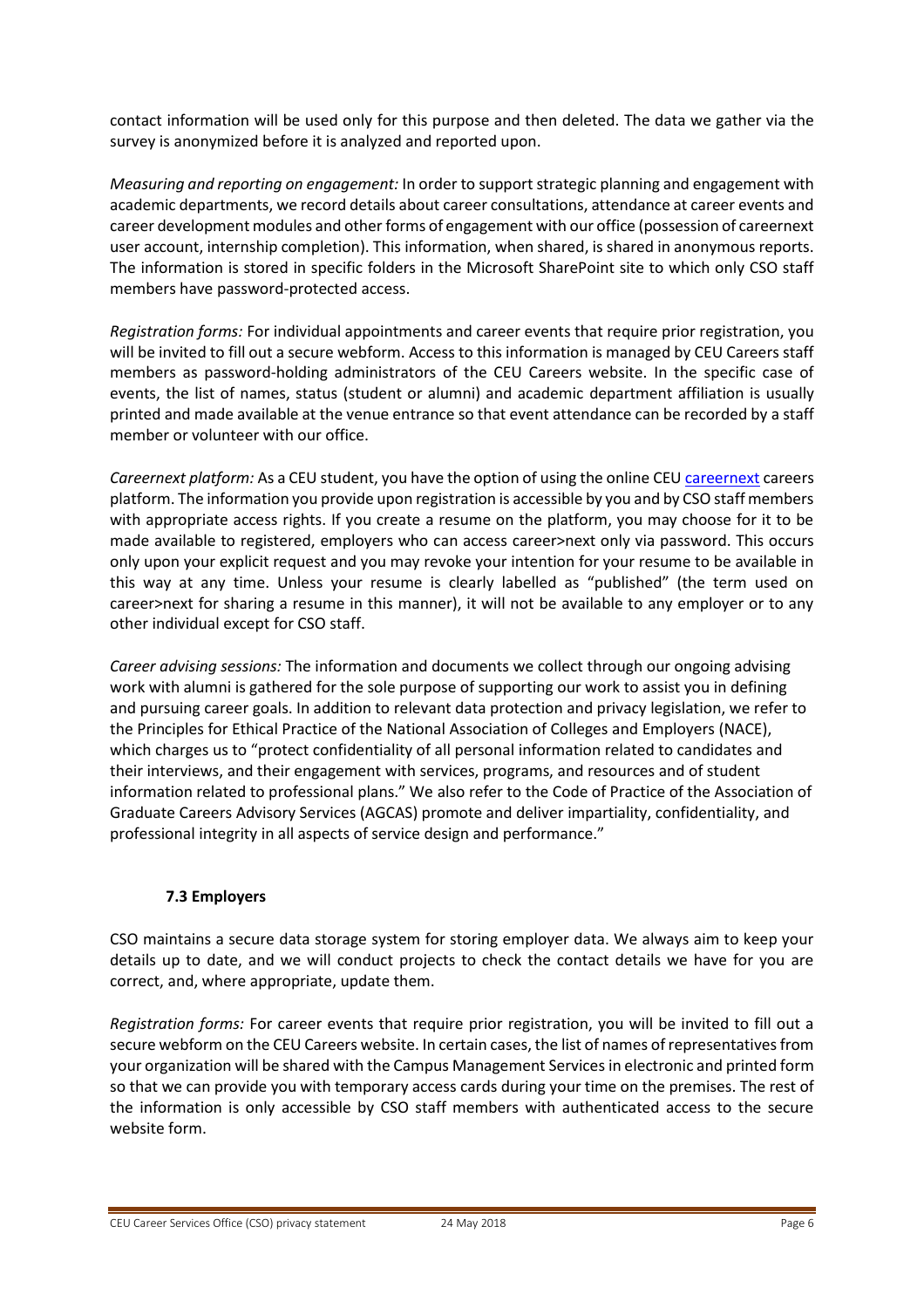contact information will be used only for this purpose and then deleted. The data we gather via the survey is anonymized before it is analyzed and reported upon.

*Measuring and reporting on engagement:* In order to support strategic planning and engagement with academic departments, we record details about career consultations, attendance at career events and career development modules and other forms of engagement with our office (possession of careernext user account, internship completion). This information, when shared, is shared in anonymous reports. The information is stored in specific folders in the Microsoft SharePoint site to which only CSO staff members have password-protected access.

*Registration forms:* For individual appointments and career events that require prior registration, you will be invited to fill out a secure webform. Access to this information is managed by CEU Careers staff members as password-holding administrators of the CEU Careers website. In the specific case of events, the list of names, status (student or alumni) and academic department affiliation is usually printed and made available at the venue entrance so that event attendance can be recorded by a staff member or volunteer with our office.

*Careernext platform:* As a CEU student, you have the option of using the online CEU careernext careers platform. The information you provide upon registration is accessible by you and by CSO staff members with appropriate access rights. If you create a resume on the platform, you may choose for it to be made available to registered, employers who can access career>next only via password. This occurs only upon your explicit request and you may revoke your intention for your resume to be available in this way at any time. Unless your resume is clearly labelled as "published" (the term used on career>next for sharing a resume in this manner), it will not be available to any employer or to any other individual except for CSO staff.

*Career advising sessions:* The information and documents we collect through our ongoing advising work with alumni is gathered for the sole purpose of supporting our work to assist you in defining and pursuing career goals. In addition to relevant data protection and privacy legislation, we refer to the Principles for Ethical Practice of the National Association of Colleges and Employers (NACE), which charges us to "protect confidentiality of all personal information related to candidates and their interviews, and their engagement with services, programs, and resources and of student information related to professional plans." We also refer to the Code of Practice of the Association of Graduate Careers Advisory Services (AGCAS) promote and deliver impartiality, confidentiality, and professional integrity in all aspects of service design and performance."

### 7.3 Employers

CSO maintains a secure data storage system for storing employer data. We always aim to keep your details up to date, and we will conduct projects to check the contact details we have for you are correct, and, where appropriate, update them.

*Registration forms:* For career events that require prior registration, you will be invited to fill out a secure webform on the CEU Careers website. In certain cases, the list of names of representatives from your organization will be shared with the Campus Management Services in electronic and printed form so that we can provide you with temporary access cards during your time on the premises. The rest of the information is only accessible by CSO staff members with authenticated access to the secure website form.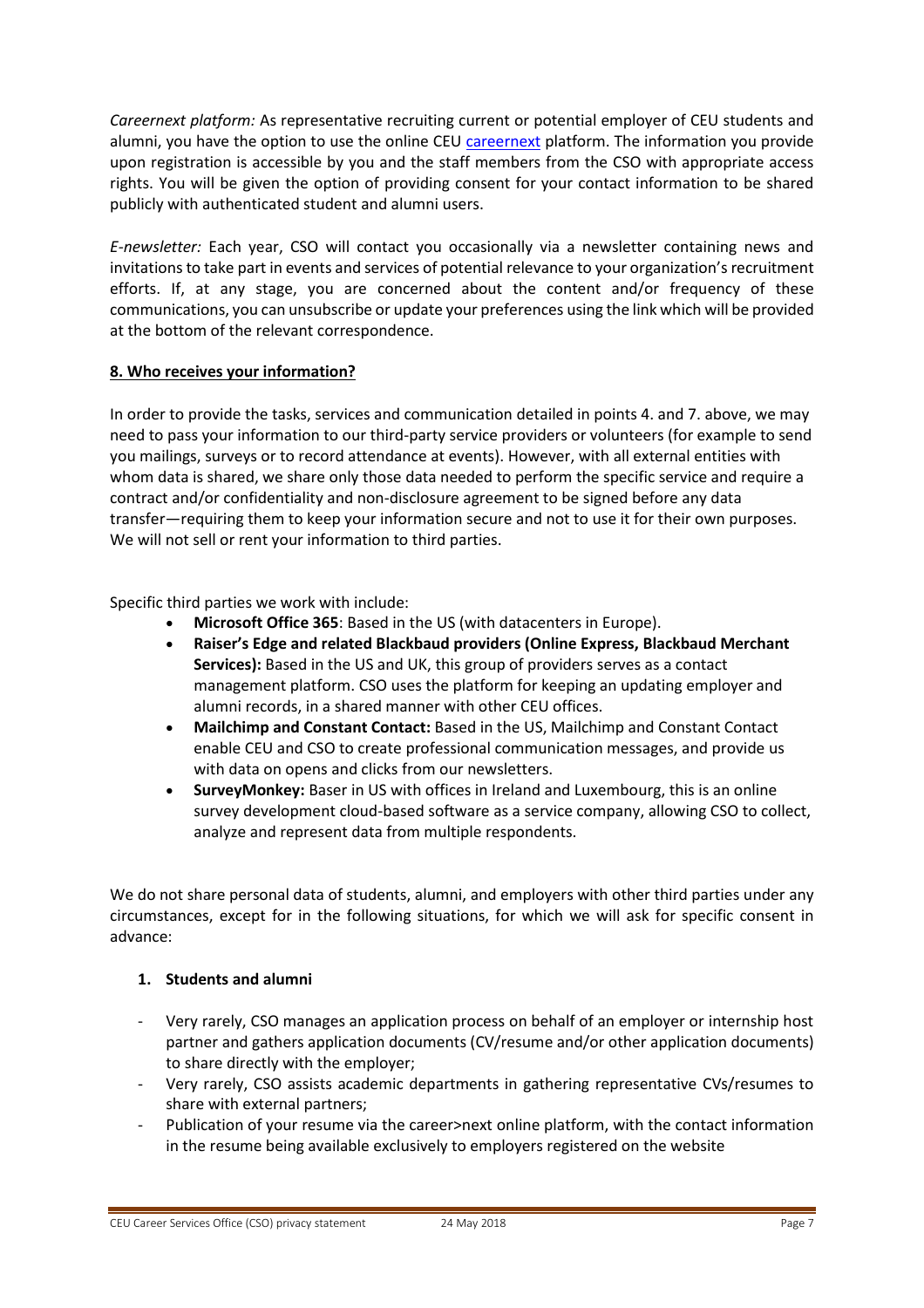*Careernext platform:* As representative recruiting current or potential employer of CEU students and alumni, you have the option to use the online CEU careernext platform. The information you provide upon registration is accessible by you and the staff members from the CSO with appropriate access rights. You will be given the option of providing consent for your contact information to be shared publicly with authenticated student and alumni users.

*E-newsletter:* Each year, CSO will contact you occasionally via a newsletter containing news and invitations to take part in events and services of potential relevance to your organization's recruitment efforts. If, at any stage, you are concerned about the content and/or frequency of these communications, you can unsubscribe or update your preferences using the link which will be provided at the bottom of the relevant correspondence.

## 8. Who receives your information?

In order to provide the tasks, services and communication detailed in points 4. and 7. above, we may need to pass your information to our third-party service providers or volunteers (for example to send you mailings, surveys or to record attendance at events). However, with all external entities with whom data is shared, we share only those data needed to perform the specific service and require a contract and/or confidentiality and non-disclosure agreement to be signed before any data transfer—requiring them to keep your information secure and not to use it for their own purposes. We will not sell or rent your information to third parties.

Specific third parties we work with include:

- **Microsoft Office 365**: Based in the US (with datacenters in Europe).
- **Raiser's Edge and related Blackbaud providers (Online Express, Blackbaud Merchant Services):** Based in the US and UK, this group of providers serves as a contact management platform. CSO uses the platform for keeping an updating employer and alumni records, in a shared manner with other CEU offices.
- **Mailchimp and Constant Contact:** Based in the US, Mailchimp and Constant Contact enable CEU and CSO to create professional communication messages, and provide us with data on opens and clicks from our newsletters.
- **SurveyMonkey:** Baser in US with offices in Ireland and Luxembourg, this is an online survey development cloud-based software as a service company, allowing CSO to collect, analyze and represent data from multiple respondents.

We do not share personal data of students, alumni, and employers with other third parties under any circumstances, except for in the following situations, for which we will ask for specific consent in advance:

1. **Students and alumni**

- Very rarely, CSO manages an application process on behalf of an employer or internship host partner and gathers application documents (CV/resume and/or other application documents) to share directly with the employer;
- Very rarely, CSO assists academic departments in gathering representative CVs/resumes to share with external partners;
- Publication of your resume via the career>next online platform, with the contact information in the resume being available exclusively to employers registered on the website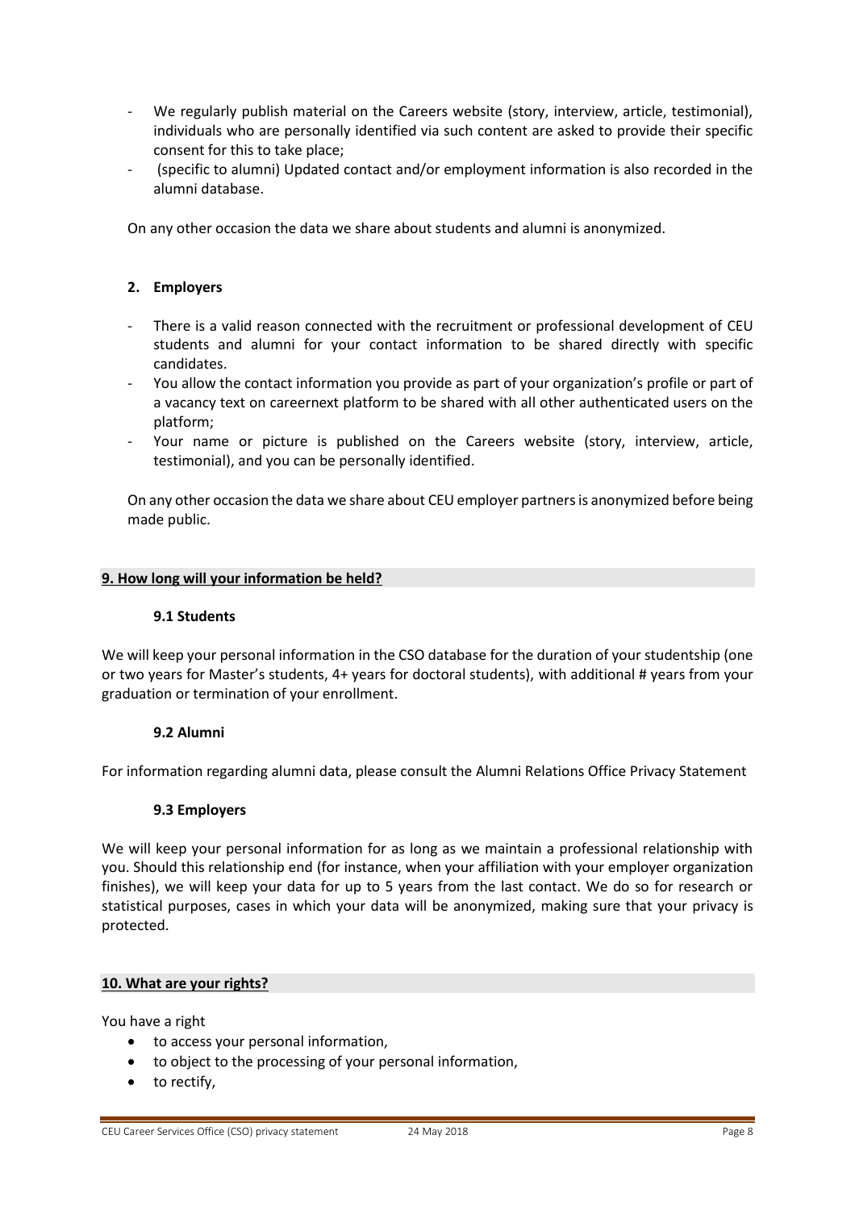- We regularly publish material on the Careers website (story, interview, article, testimonial), individuals who are personally identified via such content are asked to provide their specific consent for this to take place;
- (specific to alumni) Updated contact and/or employment information is also recorded in the alumni database.

On any other occasion the data we share about students and alumni is anonymized.

**2. Employers**

- There is a valid reason connected with the recruitment or professional development of CEU students and alumni for your contact information to be shared directly with specific candidates.
- You allow the contact information you provide as part of your organization's profile or part of a vacancy text on careernext platform to be shared with all other authenticated users on the platform;
- Your name or picture is published on the Careers website (story, interview, article, testimonial), and you can be personally identified.

On any other occasion the data we share about CEU employer partners is anonymized before being made public.

## 9. How long will your information be held?

### 9.1 Students

We will keep your personal information in the CSO database for the duration of your studentship (one or two years for Master's students, 4+ years for doctoral students), with additional # years from your graduation or termination of your enrollment.

### 9.2 Alumni

For information regarding alumni data, please consult the Alumni Relations Office Privacy Statement

### 9.3 Employers

We will keep your personal information for as long as we maintain a professional relationship with you. Should this relationship end (for instance, when your affiliation with your employer organization finishes), we will keep your data for up to 5 years from the last contact. We do so for research or statistical purposes, cases in which your data will be anonymized, making sure that your privacy is protected.

## 10. What are your rights?

You have a right

- to access your personal information,
- to object to the processing of your personal information,
- to rectify,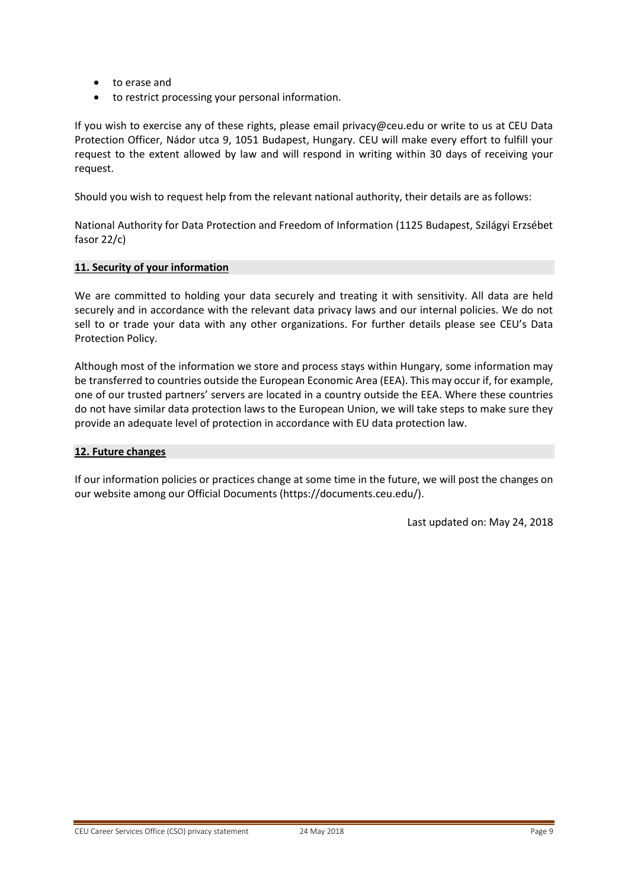- to erase and
- to restrict processing your personal information.

If you wish to exercise any of these rights, please email privacy@ceu.edu or write to us at CEU Data Protection Officer, Nádor utca 9, 1051 Budapest, Hungary. CEU will make every effort to fulfill your request to the extent allowed by law and will respond in writing within 30 days of receiving your request.

Should you wish to request help from the relevant national authority, their details are as follows:

National Authority for Data Protection and Freedom of Information (1125 Budapest, Szilágyi Erzsébet fasor 22/c)

## 11. Security of your information

We are committed to holding your data securely and treating it with sensitivity. All data are held securely and in accordance with the relevant data privacy laws and our internal policies. We do not sell to or trade your data with any other organizations. For further details please see CEU's Data Protection Policy.

Although most of the information we store and process stays within Hungary, some information may be transferred to countries outside the European Economic Area (EEA). This may occur if, for example, one of our trusted partners' servers are located in a country outside the EEA. Where these countries do not have similar data protection laws to the European Union, we will take steps to make sure they provide an adequate level of protection in accordance with EU data protection law.

## 12. Future changes

If our information policies or practices change at some time in the future, we will post the changes on our website among our Official Documents (https://documents.ceu.edu/).

Last updated on: May 24, 2018